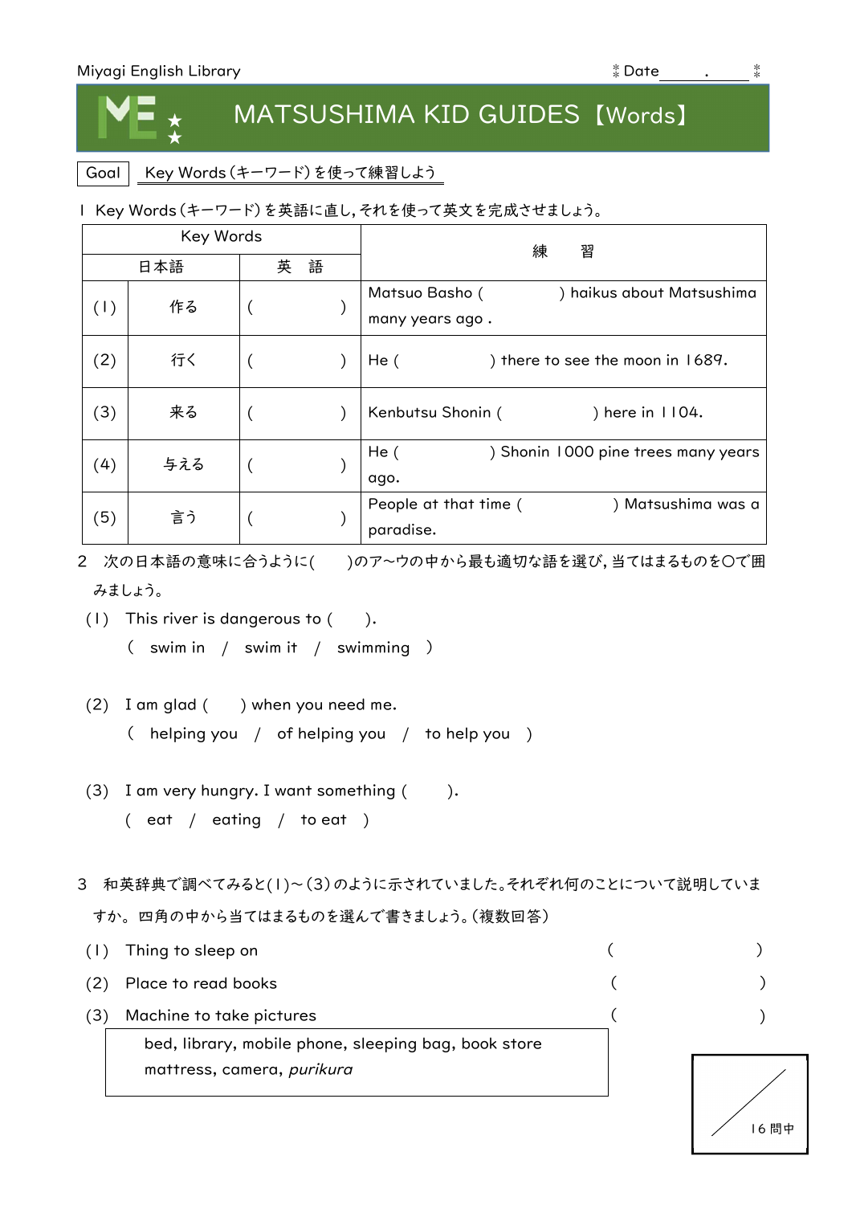Miyagi English Library　　　　　　　　　　　　　　　　　　　　　　Date ＿＿.＿＿

# MATSUSHIMA KID GUIDES【Words】

Goal　Key Words（キーワード）を使って練習しよう

1　Key Words（キーワード）を英語に直し，それを使って英文を完成させましょう。

| Key Words | | | 練　　習 |
|---|---|---|---|
| | 日本語 | 英　語 | |
| (1) | 作る | (　　　　) | Matsuo Basho (　　　　) haikus about Matsushima many years ago . |
| (2) | 行く | (　　　　) | He (　　　　) there to see the moon in 1689. |
| (3) | 来る | (　　　　) | Kenbutsu Shonin (　　　　) here in 1104. |
| (4) | 与える | (　　　　) | He (　　　　) Shonin 1000 pine trees many years ago. |
| (5) | 言う | (　　　　) | People at that time (　　　　) Matsushima was a paradise. |

2　次の日本語の意味に合うように(　　)のア～ウの中から最も適切な語を選び，当てはまるものを○で囲みましょう。

(1)　This river is dangerous to (　　).
　　(　swim in　/　swim it　/　swimming　)

(2)　I am glad (　　) when you need me.
　　(　helping you　/　of helping you　/　to help you　)

(3)　I am very hungry. I want something (　　).
　　(　eat　/　eating　/　to eat　)

3　和英辞典で調べてみると(1)～(3)のように示されていました。それぞれ何のことについて説明していますか。四角の中から当てはまるものを選んで書きましょう。（複数回答）

(1)　Thing to sleep on　　(　　　　　　)
(2)　Place to read books　　(　　　　　　)
(3)　Machine to take pictures　　(　　　　　　)

> bed, library, mobile phone, sleeping bag, book store
> mattress, camera, *purikura*

／16問中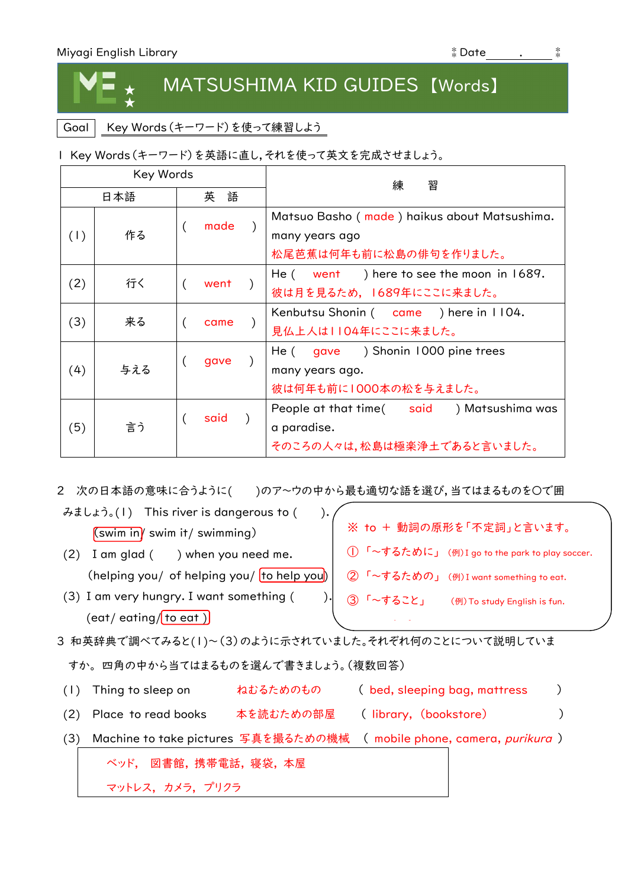Miyagi English Library　　Date　　.

# MATSUSHIMA KID GUIDES【Words】

Goal　Key Words（キーワード）を使って練習しよう

１ Key Words（キーワード）を英語に直し，それを使って英文を完成させましょう。

| | Key Words | | 練　習 |
|---|---|---|---|
| | 日本語 | 英　語 | |
| (1) | 作る | ( made ) | Matsuo Basho ( made ) haikus about Matsushima. many years ago<br>松尾芭蕉は何年も前に松島の俳句を作りました。 |
| (2) | 行く | ( went ) | He ( went ) here to see the moon in 1689.<br>彼は月を見るため，1689年にここに来ました。 |
| (3) | 来る | ( came ) | Kenbutsu Shonin ( came ) here in 1104.<br>見仏上人は1104年にここに来ました。 |
| (4) | 与える | ( gave ) | He ( gave ) Shonin 1000 pine trees many years ago.<br>彼は何年も前に1000本の松を与えました。 |
| (5) | 言う | ( said ) | People at that time( said ) Matsushima was a paradise.<br>そのころの人々は，松島は極楽浄土であると言いました。 |

２ 次の日本語の意味に合うように(　　)のア～ウの中から最も適切な語を選び，当てはまるものを○で囲みましょう。

(1) This river is dangerous to (　　).
(swim in / swim it / swimming)　※ swim in に○

(2) I am glad (　　) when you need me.
(helping you / of helping you / to help you)　※ to help you に○

(3) I am very hungry. I want something (　　).
(eat / eating / to eat)　※ to eat に○

※ to ＋ 動詞の原形を「不定詞」と言います。
① 「～するために」（例）I go to the park to play soccer.
② 「～するための」（例）I want something to eat.
③ 「～すること」（例）To study English is fun.

３ 和英辞典で調べてみると(1)～(3)のように示されていました。それぞれ何のことについて説明していますか。四角の中から当てはまるものを選んで書きましょう。(複数回答)

(1) Thing to sleep on　ねむるためのもの　( bed, sleeping bag, mattress )

(2) Place to read books　本を読むための部屋　( library,（bookstore） )

(3) Machine to take pictures　写真を撮るための機械　( mobile phone, camera, *purikura* )

ベッド，図書館，携帯電話，寝袋，本屋
マットレス，カメラ，プリクラ